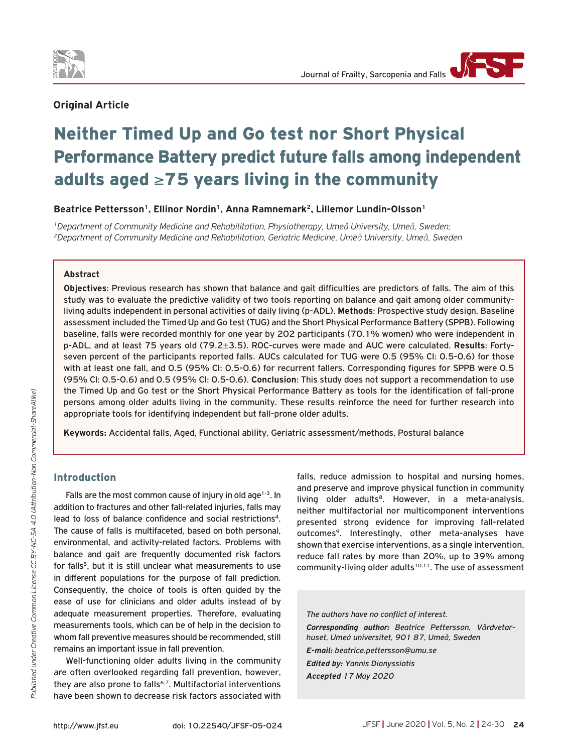**Original Article**

# Neither Timed Up and Go test nor Short Physical Performance Battery predict future falls among independent adults aged ≥75 years living in the community

**Beatrice Pettersson[1], Ellinor Nordin[1], Anna Ramnemark[2], Lillemor Lundin-Olsson[1]**

*[1]Department of Community Medicine and Rehabilitation, Physiotherapy, Umeå University, Umeå, Sweden;*
*[2]Department of Community Medicine and Rehabilitation, Geriatric Medicine, Umeå University, Umeå, Sweden*

### Abstract

**Objectives**: Previous research has shown that balance and gait difficulties are predictors of falls. The aim of this study was to evaluate the predictive validity of two tools reporting on balance and gait among older community-living adults independent in personal activities of daily living (p-ADL). **Methods**: Prospective study design. Baseline assessment included the Timed Up and Go test (TUG) and the Short Physical Performance Battery (SPPB). Following baseline, falls were recorded monthly for one year by 202 participants (70.1% women) who were independent in p-ADL, and at least 75 years old (79.2±3.5). ROC-curves were made and AUC were calculated. **Results**: Forty-seven percent of the participants reported falls. AUCs calculated for TUG were 0.5 (95% CI: 0.5-0.6) for those with at least one fall, and 0.5 (95% CI: 0.5-0.6) for recurrent fallers. Corresponding figures for SPPB were 0.5 (95% CI: 0.5-0.6) and 0.5 (95% CI: 0.5-0.6). **Conclusion**: This study does not support a recommendation to use the Timed Up and Go test or the Short Physical Performance Battery as tools for the identification of fall-prone persons among older adults living in the community. These results reinforce the need for further research into appropriate tools for identifying independent but fall-prone older adults.

**Keywords:** Accidental falls, Aged, Functional ability, Geriatric assessment/methods, Postural balance

## Introduction

Falls are the most common cause of injury in old age[1-3]. In addition to fractures and other fall-related injuries, falls may lead to loss of balance confidence and social restrictions[4]. The cause of falls is multifaceted, based on both personal, environmental, and activity-related factors. Problems with balance and gait are frequently documented risk factors for falls[5], but it is still unclear what measurements to use in different populations for the purpose of fall prediction. Consequently, the choice of tools is often guided by the ease of use for clinicians and older adults instead of by adequate measurement properties. Therefore, evaluating measurements tools, which can be of help in the decision to whom fall preventive measures should be recommended, still remains an important issue in fall prevention.

Well-functioning older adults living in the community are often overlooked regarding fall prevention, however, they are also prone to falls[6,7]. Multifactorial interventions have been shown to decrease risk factors associated with falls, reduce admission to hospital and nursing homes, and preserve and improve physical function in community living older adults[8]. However, in a meta-analysis, neither multifactorial nor multicomponent interventions presented strong evidence for improving fall-related outcomes[9]. Interestingly, other meta-analyses have shown that exercise interventions, as a single intervention, reduce fall rates by more than 20%, up to 39% among community-living older adults[10,11]. The use of assessment

*The authors have no conflict of interest.*

***Corresponding author:*** *Beatrice Pettersson, Vårdvetarhuset, Umeå universitet, 901 87, Umeå, Sweden*

***E-mail:*** *beatrice.pettersson@umu.se*

***Edited by:*** *Yannis Dionyssiotis*

***Accepted*** *17 May 2020*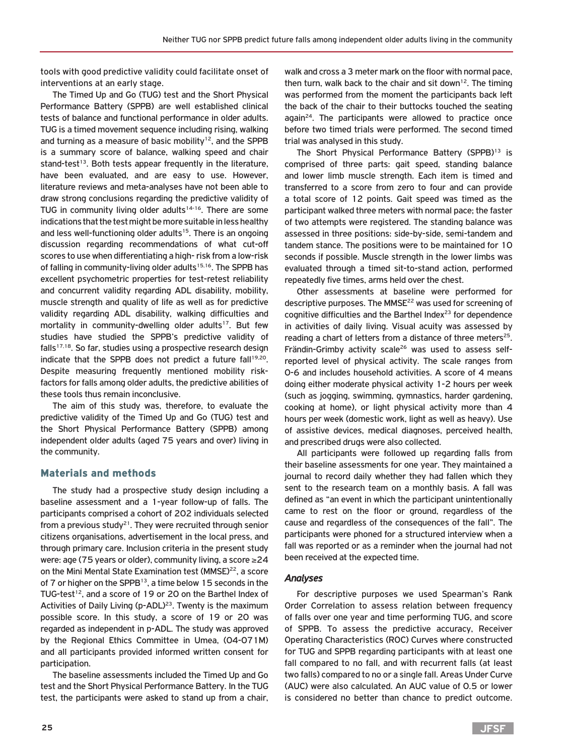tools with good predictive validity could facilitate onset of interventions at an early stage.

The Timed Up and Go (TUG) test and the Short Physical Performance Battery (SPPB) are well established clinical tests of balance and functional performance in older adults. TUG is a timed movement sequence including rising, walking and turning as a measure of basic mobility[12], and the SPPB is a summary score of balance, walking speed and chair stand-test[13]. Both tests appear frequently in the literature, have been evaluated, and are easy to use. However, literature reviews and meta-analyses have not been able to draw strong conclusions regarding the predictive validity of TUG in community living older adults[14-16]. There are some indications that the test might be more suitable in less healthy and less well-functioning older adults[15]. There is an ongoing discussion regarding recommendations of what cut-off scores to use when differentiating a high- risk from a low-risk of falling in community-living older adults[15,16]. The SPPB has excellent psychometric properties for test-retest reliability and concurrent validity regarding ADL disability, mobility, muscle strength and quality of life as well as for predictive validity regarding ADL disability, walking difficulties and mortality in community-dwelling older adults[17]. But few studies have studied the SPPB's predictive validity of falls[17,18]. So far, studies using a prospective research design indicate that the SPPB does not predict a future fall[19,20]. Despite measuring frequently mentioned mobility risk-factors for falls among older adults, the predictive abilities of these tools thus remain inconclusive.

The aim of this study was, therefore, to evaluate the predictive validity of the Timed Up and Go (TUG) test and the Short Physical Performance Battery (SPPB) among independent older adults (aged 75 years and over) living in the community.

## Materials and methods

The study had a prospective study design including a baseline assessment and a 1-year follow-up of falls. The participants comprised a cohort of 202 individuals selected from a previous study[21]. They were recruited through senior citizens organisations, advertisement in the local press, and through primary care. Inclusion criteria in the present study were: age (75 years or older), community living, a score ≥24 on the Mini Mental State Examination test (MMSE)[22], a score of 7 or higher on the SPPB[13], a time below 15 seconds in the TUG-test[12], and a score of 19 or 20 on the Barthel Index of Activities of Daily Living (p-ADL)[23]. Twenty is the maximum possible score. In this study, a score of 19 or 20 was regarded as independent in p-ADL. The study was approved by the Regional Ethics Committee in Umea, (04-071M) and all participants provided informed written consent for participation.

The baseline assessments included the Timed Up and Go test and the Short Physical Performance Battery. In the TUG test, the participants were asked to stand up from a chair, walk and cross a 3 meter mark on the floor with normal pace, then turn, walk back to the chair and sit down[12]. The timing was performed from the moment the participants back left the back of the chair to their buttocks touched the seating again[24]. The participants were allowed to practice once before two timed trials were performed. The second timed trial was analysed in this study.

The Short Physical Performance Battery (SPPB)[13] is comprised of three parts: gait speed, standing balance and lower limb muscle strength. Each item is timed and transferred to a score from zero to four and can provide a total score of 12 points. Gait speed was timed as the participant walked three meters with normal pace; the faster of two attempts were registered. The standing balance was assessed in three positions: side-by-side, semi-tandem and tandem stance. The positions were to be maintained for 10 seconds if possible. Muscle strength in the lower limbs was evaluated through a timed sit-to-stand action, performed repeatedly five times, arms held over the chest.

Other assessments at baseline were performed for descriptive purposes. The MMSE[22] was used for screening of cognitive difficulties and the Barthel Index[23] for dependence in activities of daily living. Visual acuity was assessed by reading a chart of letters from a distance of three meters[25]. Frändin-Grimby activity scale[26] was used to assess self-reported level of physical activity. The scale ranges from 0-6 and includes household activities. A score of 4 means doing either moderate physical activity 1-2 hours per week (such as jogging, swimming, gymnastics, harder gardening, cooking at home), or light physical activity more than 4 hours per week (domestic work, light as well as heavy). Use of assistive devices, medical diagnoses, perceived health, and prescribed drugs were also collected.

All participants were followed up regarding falls from their baseline assessments for one year. They maintained a journal to record daily whether they had fallen which they sent to the research team on a monthly basis. A fall was defined as "an event in which the participant unintentionally came to rest on the floor or ground, regardless of the cause and regardless of the consequences of the fall". The participants were phoned for a structured interview when a fall was reported or as a reminder when the journal had not been received at the expected time.

### *Analyses*

For descriptive purposes we used Spearman's Rank Order Correlation to assess relation between frequency of falls over one year and time performing TUG, and score of SPPB. To assess the predictive accuracy, Receiver Operating Characteristics (ROC) Curves where constructed for TUG and SPPB regarding participants with at least one fall compared to no fall, and with recurrent falls (at least two falls) compared to no or a single fall. Areas Under Curve (AUC) were also calculated. An AUC value of 0.5 or lower is considered no better than chance to predict outcome.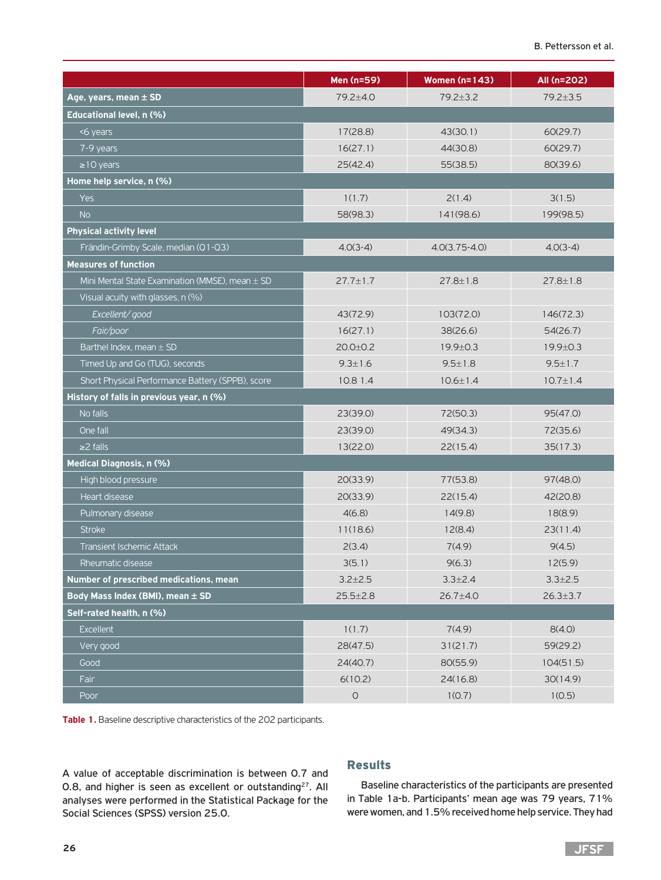| | Men (n=59) | Women (n=143) | All (n=202) |
|---|---|---|---|
| **Age, years, mean ± SD** | 79.2±4.0 | 79.2±3.2 | 79.2±3.5 |
| **Educational level, n (%)** | | | |
| <6 years | 17(28.8) | 43(30.1) | 60(29.7) |
| 7-9 years | 16(27.1) | 44(30.8) | 60(29.7) |
| ≥10 years | 25(42.4) | 55(38.5) | 80(39.6) |
| **Home help service, n (%)** | | | |
| Yes | 1(1.7) | 2(1.4) | 3(1.5) |
| No | 58(98.3) | 141(98.6) | 199(98.5) |
| **Physical activity level** | | | |
| Frändin-Grimby Scale, median (Q1-Q3) | 4.0(3-4) | 4.0(3.75-4.0) | 4.0(3-4) |
| **Measures of function** | | | |
| Mini Mental State Examination (MMSE), mean ± SD | 27.7±1.7 | 27.8±1.8 | 27.8±1.8 |
| Visual acuity with glasses, n (%) | | | |
| *Excellent/ good* | 43(72.9) | 103(72.0) | 146(72.3) |
| *Fair/poor* | 16(27.1) | 38(26.6) | 54(26.7) |
| Barthel Index, mean ± SD | 20.0±0.2 | 19.9±0.3 | 19.9±0.3 |
| Timed Up and Go (TUG), seconds | 9.3±1.6 | 9.5±1.8 | 9.5±1.7 |
| Short Physical Performance Battery (SPPB), score | 10.8 1.4 | 10.6±1.4 | 10.7±1.4 |
| **History of falls in previous year, n (%)** | | | |
| No falls | 23(39.0) | 72(50.3) | 95(47.0) |
| One fall | 23(39.0) | 49(34.3) | 72(35.6) |
| ≥2 falls | 13(22.0) | 22(15.4) | 35(17.3) |
| **Medical Diagnosis, n (%)** | | | |
| High blood pressure | 20(33.9) | 77(53.8) | 97(48.0) |
| Heart disease | 20(33.9) | 22(15.4) | 42(20.8) |
| Pulmonary disease | 4(6.8) | 14(9.8) | 18(8.9) |
| Stroke | 11(18.6) | 12(8.4) | 23(11.4) |
| Transient Ischemic Attack | 2(3.4) | 7(4.9) | 9(4.5) |
| Rheumatic disease | 3(5.1) | 9(6.3) | 12(5.9) |
| **Number of prescribed medications, mean** | 3.2±2.5 | 3.3±2.4 | 3.3±2.5 |
| **Body Mass Index (BMI), mean ± SD** | 25.5±2.8 | 26.7±4.0 | 26.3±3.7 |
| **Self-rated health, n (%)** | | | |
| Excellent | 1(1.7) | 7(4.9) | 8(4.0) |
| Very good | 28(47.5) | 31(21.7) | 59(29.2) |
| Good | 24(40.7) | 80(55.9) | 104(51.5) |
| Fair | 6(10.2) | 24(16.8) | 30(14.9) |
| Poor | 0 | 1(0.7) | 1(0.5) |

**Table 1.** Baseline descriptive characteristics of the 202 participants.

A value of acceptable discrimination is between 0.7 and 0.8, and higher is seen as excellent or outstanding[27]. All analyses were performed in the Statistical Package for the Social Sciences (SPSS) version 25.0.

## Results

Baseline characteristics of the participants are presented in Table 1a-b. Participants' mean age was 79 years, 71% were women, and 1.5% received home help service. They had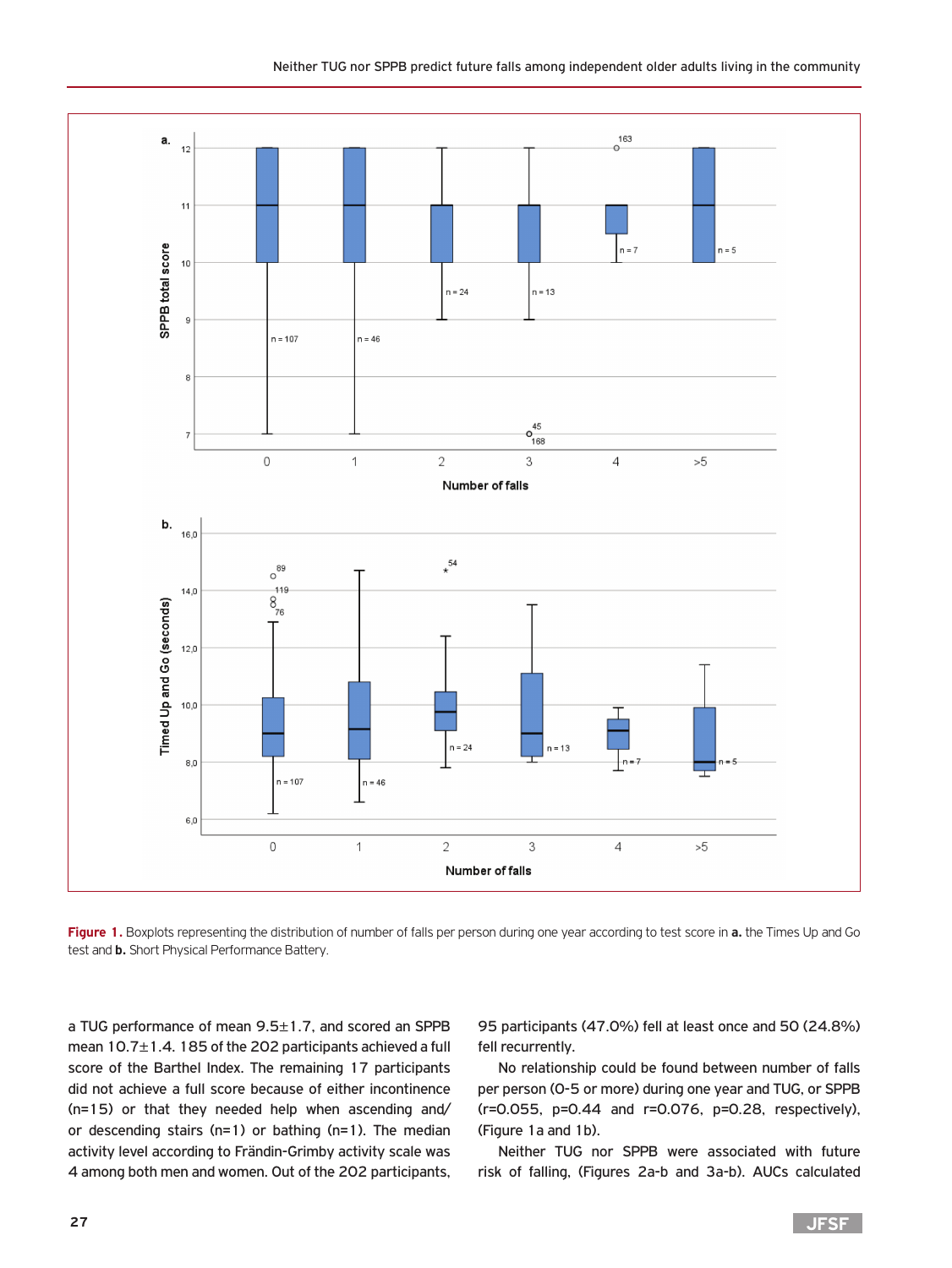Figure 1. Boxplots representing the distribution of number of falls per person during one year according to test score in **a.** the Times Up and Go test and **b.** Short Physical Performance Battery.

a TUG performance of mean 9.5±1.7, and scored an SPPB mean 10.7±1.4. 185 of the 202 participants achieved a full score of the Barthel Index. The remaining 17 participants did not achieve a full score because of either incontinence (n=15) or that they needed help when ascending and/or descending stairs (n=1) or bathing (n=1). The median activity level according to Frändin-Grimby activity scale was 4 among both men and women. Out of the 202 participants, 95 participants (47.0%) fell at least once and 50 (24.8%) fell recurrently.

No relationship could be found between number of falls per person (0-5 or more) during one year and TUG, or SPPB (r=0.055, p=0.44 and r=0.076, p=0.28, respectively), (Figure 1a and 1b).

Neither TUG nor SPPB were associated with future risk of falling, (Figures 2a-b and 3a-b). AUCs calculated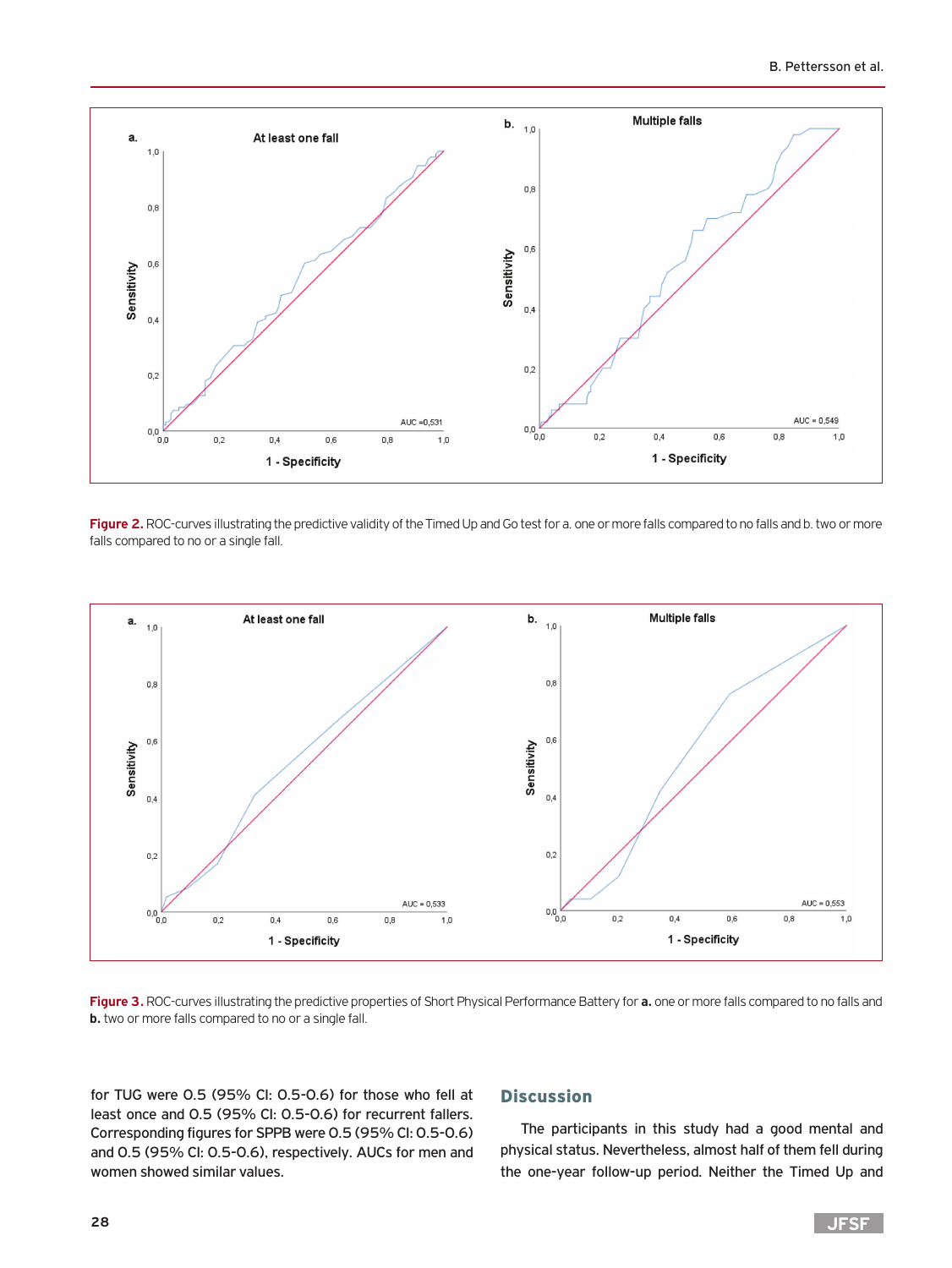Figure 2. ROC-curves illustrating the predictive validity of the Timed Up and Go test for a. one or more falls compared to no falls and b. two or more falls compared to no or a single fall.

Figure 3. ROC-curves illustrating the predictive properties of Short Physical Performance Battery for **a.** one or more falls compared to no falls and **b.** two or more falls compared to no or a single fall.

for TUG were 0.5 (95% CI: 0.5-0.6) for those who fell at least once and 0.5 (95% CI: 0.5-0.6) for recurrent fallers. Corresponding figures for SPPB were 0.5 (95% CI: 0.5-0.6) and 0.5 (95% CI: 0.5-0.6), respectively. AUCs for men and women showed similar values.

## Discussion

The participants in this study had a good mental and physical status. Nevertheless, almost half of them fell during the one-year follow-up period. Neither the Timed Up and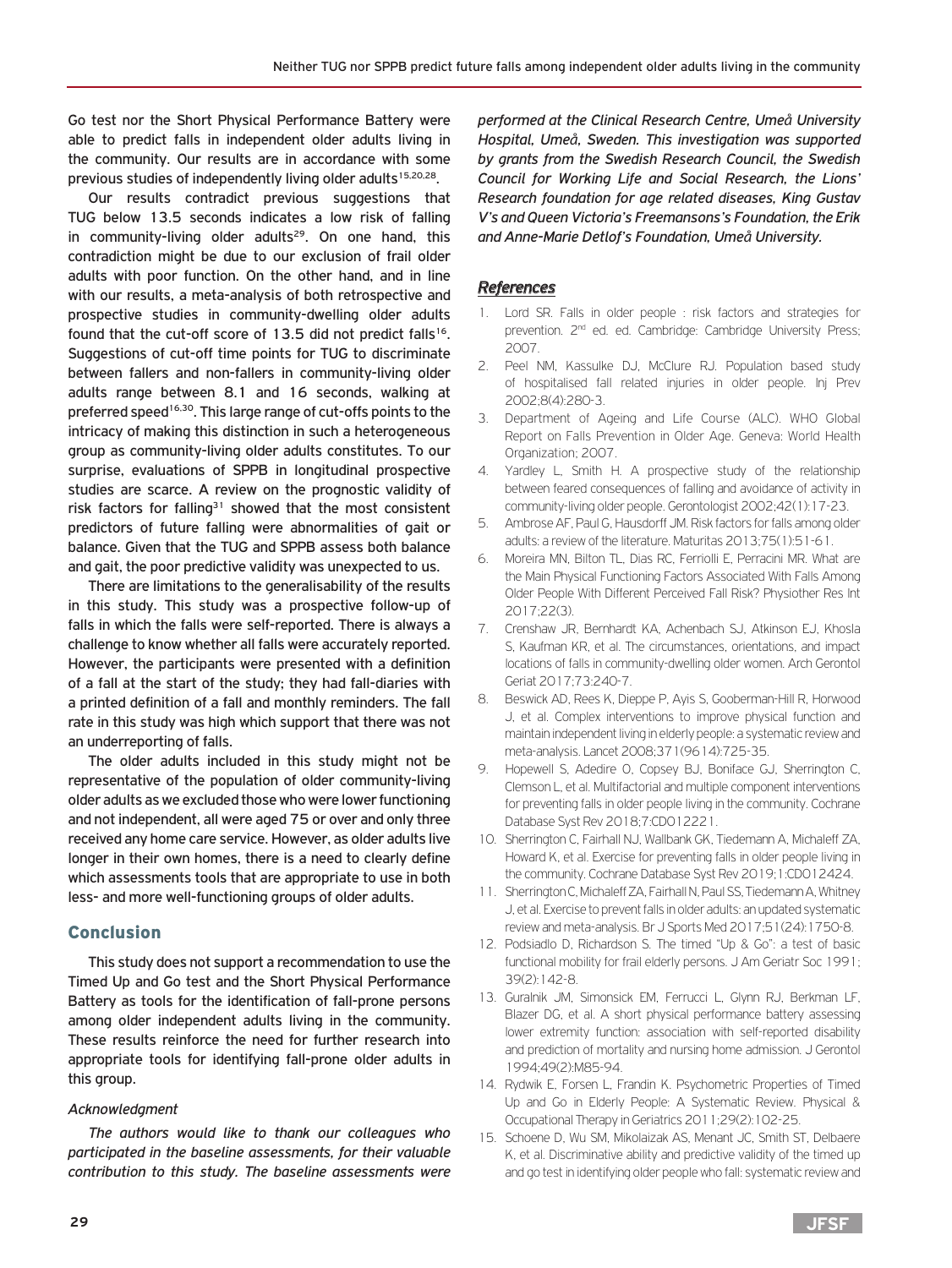Go test nor the Short Physical Performance Battery were able to predict falls in independent older adults living in the community. Our results are in accordance with some previous studies of independently living older adults[15,20,28].

Our results contradict previous suggestions that TUG below 13.5 seconds indicates a low risk of falling in community-living older adults[29]. On one hand, this contradiction might be due to our exclusion of frail older adults with poor function. On the other hand, and in line with our results, a meta-analysis of both retrospective and prospective studies in community-dwelling older adults found that the cut-off score of 13.5 did not predict falls[16]. Suggestions of cut-off time points for TUG to discriminate between fallers and non-fallers in community-living older adults range between 8.1 and 16 seconds, walking at preferred speed[16,30]. This large range of cut-offs points to the intricacy of making this distinction in such a heterogeneous group as community-living older adults constitutes. To our surprise, evaluations of SPPB in longitudinal prospective studies are scarce. A review on the prognostic validity of risk factors for falling[31] showed that the most consistent predictors of future falling were abnormalities of gait or balance. Given that the TUG and SPPB assess both balance and gait, the poor predictive validity was unexpected to us.

There are limitations to the generalisability of the results in this study. This study was a prospective follow-up of falls in which the falls were self-reported. There is always a challenge to know whether all falls were accurately reported. However, the participants were presented with a definition of a fall at the start of the study; they had fall-diaries with a printed definition of a fall and monthly reminders. The fall rate in this study was high which support that there was not an underreporting of falls.

The older adults included in this study might not be representative of the population of older community-living older adults as we excluded those who were lower functioning and not independent, all were aged 75 or over and only three received any home care service. However, as older adults live longer in their own homes, there is a need to clearly define which assessments tools that are appropriate to use in both less- and more well-functioning groups of older adults.

## Conclusion

This study does not support a recommendation to use the Timed Up and Go test and the Short Physical Performance Battery as tools for the identification of fall-prone persons among older independent adults living in the community. These results reinforce the need for further research into appropriate tools for identifying fall-prone older adults in this group.

### *Acknowledgment*

*The authors would like to thank our colleagues who participated in the baseline assessments, for their valuable contribution to this study. The baseline assessments were performed at the Clinical Research Centre, Umeå University Hospital, Umeå, Sweden. This investigation was supported by grants from the Swedish Research Council, the Swedish Council for Working Life and Social Research, the Lions' Research foundation for age related diseases, King Gustav V's and Queen Victoria's Freemansons's Foundation, the Erik and Anne-Marie Detlof's Foundation, Umeå University.*

## *References*

1. Lord SR. Falls in older people : risk factors and strategies for prevention. 2nd ed. ed. Cambridge: Cambridge University Press; 2007.
2. Peel NM, Kassulke DJ, McClure RJ. Population based study of hospitalised fall related injuries in older people. Inj Prev 2002;8(4):280-3.
3. Department of Ageing and Life Course (ALC). WHO Global Report on Falls Prevention in Older Age. Geneva: World Health Organization; 2007.
4. Yardley L, Smith H. A prospective study of the relationship between feared consequences of falling and avoidance of activity in community-living older people. Gerontologist 2002;42(1):17-23.
5. Ambrose AF, Paul G, Hausdorff JM. Risk factors for falls among older adults: a review of the literature. Maturitas 2013;75(1):51-61.
6. Moreira MN, Bilton TL, Dias RC, Ferriolli E, Perracini MR. What are the Main Physical Functioning Factors Associated With Falls Among Older People With Different Perceived Fall Risk? Physiother Res Int 2017;22(3).
7. Crenshaw JR, Bernhardt KA, Achenbach SJ, Atkinson EJ, Khosla S, Kaufman KR, et al. The circumstances, orientations, and impact locations of falls in community-dwelling older women. Arch Gerontol Geriat 2017;73:240-7.
8. Beswick AD, Rees K, Dieppe P, Ayis S, Gooberman-Hill R, Horwood J, et al. Complex interventions to improve physical function and maintain independent living in elderly people: a systematic review and meta-analysis. Lancet 2008;371(9614):725-35.
9. Hopewell S, Adedire O, Copsey BJ, Boniface GJ, Sherrington C, Clemson L, et al. Multifactorial and multiple component interventions for preventing falls in older people living in the community. Cochrane Database Syst Rev 2018;7:CD012221.
10. Sherrington C, Fairhall NJ, Wallbank GK, Tiedemann A, Michaleff ZA, Howard K, et al. Exercise for preventing falls in older people living in the community. Cochrane Database Syst Rev 2019;1:CD012424.
11. Sherrington C, Michaleff ZA, Fairhall N, Paul SS, Tiedemann A, Whitney J, et al. Exercise to prevent falls in older adults: an updated systematic review and meta-analysis. Br J Sports Med 2017;51(24):1750-8.
12. Podsiadlo D, Richardson S. The timed "Up & Go": a test of basic functional mobility for frail elderly persons. J Am Geriatr Soc 1991; 39(2):142-8.
13. Guralnik JM, Simonsick EM, Ferrucci L, Glynn RJ, Berkman LF, Blazer DG, et al. A short physical performance battery assessing lower extremity function: association with self-reported disability and prediction of mortality and nursing home admission. J Gerontol 1994;49(2):M85-94.
14. Rydwik E, Forsen L, Frandin K. Psychometric Properties of Timed Up and Go in Elderly People: A Systematic Review. Physical & Occupational Therapy in Geriatrics 2011;29(2):102-25.
15. Schoene D, Wu SM, Mikolaizak AS, Menant JC, Smith ST, Delbaere K, et al. Discriminative ability and predictive validity of the timed up and go test in identifying older people who fall: systematic review and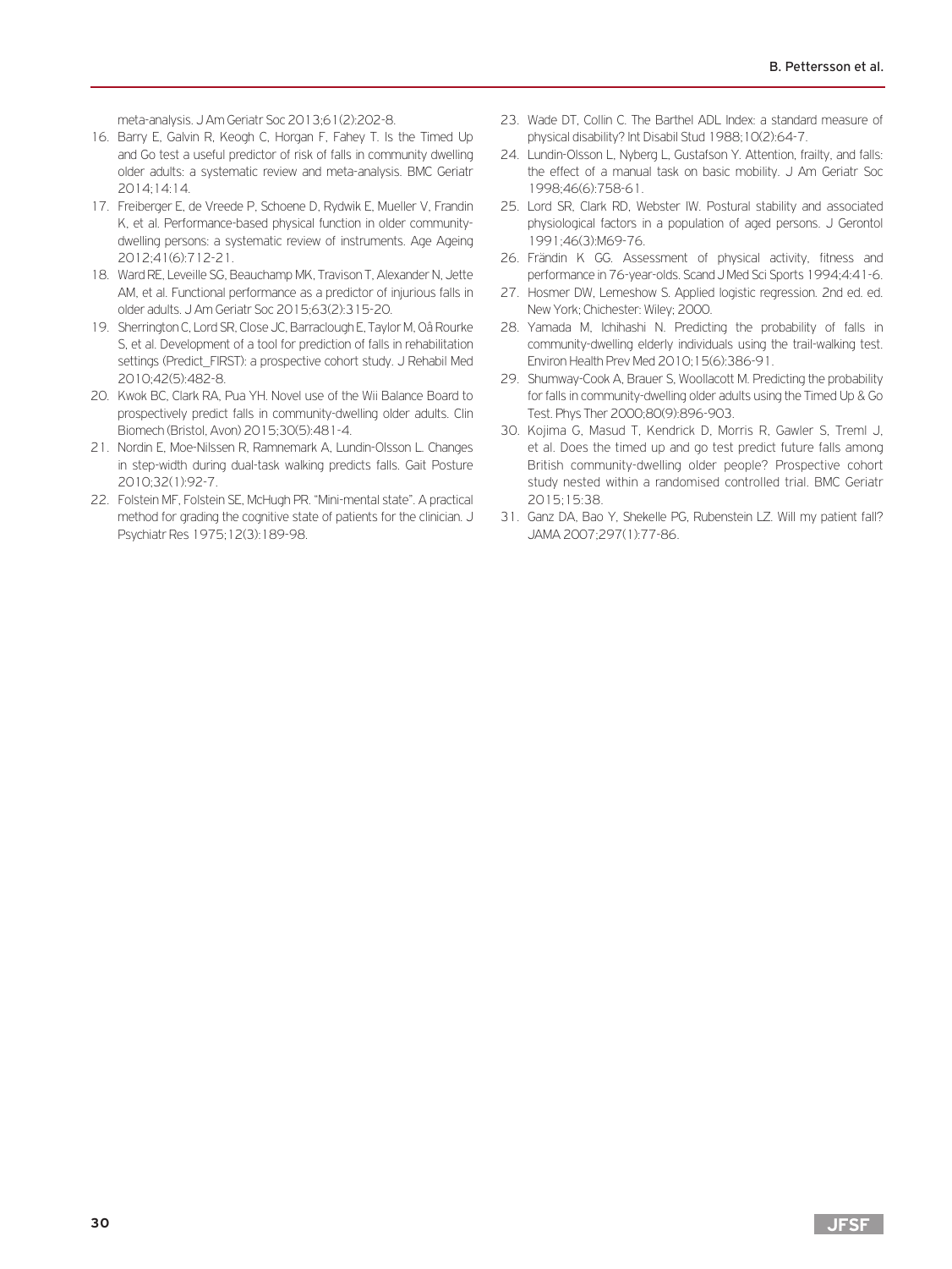meta-analysis. J Am Geriatr Soc 2013;61(2):202-8.

16. Barry E, Galvin R, Keogh C, Horgan F, Fahey T. Is the Timed Up and Go test a useful predictor of risk of falls in community dwelling older adults: a systematic review and meta-analysis. BMC Geriatr 2014;14:14.
17. Freiberger E, de Vreede P, Schoene D, Rydwik E, Mueller V, Frandin K, et al. Performance-based physical function in older community-dwelling persons: a systematic review of instruments. Age Ageing 2012;41(6):712-21.
18. Ward RE, Leveille SG, Beauchamp MK, Travison T, Alexander N, Jette AM, et al. Functional performance as a predictor of injurious falls in older adults. J Am Geriatr Soc 2015;63(2):315-20.
19. Sherrington C, Lord SR, Close JC, Barraclough E, Taylor M, Oâ Rourke S, et al. Development of a tool for prediction of falls in rehabilitation settings (Predict_FIRST): a prospective cohort study. J Rehabil Med 2010;42(5):482-8.
20. Kwok BC, Clark RA, Pua YH. Novel use of the Wii Balance Board to prospectively predict falls in community-dwelling older adults. Clin Biomech (Bristol, Avon) 2015;30(5):481-4.
21. Nordin E, Moe-Nilssen R, Ramnemark A, Lundin-Olsson L. Changes in step-width during dual-task walking predicts falls. Gait Posture 2010;32(1):92-7.
22. Folstein MF, Folstein SE, McHugh PR. "Mini-mental state". A practical method for grading the cognitive state of patients for the clinician. J Psychiatr Res 1975;12(3):189-98.
23. Wade DT, Collin C. The Barthel ADL Index: a standard measure of physical disability? Int Disabil Stud 1988;10(2):64-7.
24. Lundin-Olsson L, Nyberg L, Gustafson Y. Attention, frailty, and falls: the effect of a manual task on basic mobility. J Am Geriatr Soc 1998;46(6):758-61.
25. Lord SR, Clark RD, Webster IW. Postural stability and associated physiological factors in a population of aged persons. J Gerontol 1991;46(3):M69-76.
26. Frändin K GG. Assessment of physical activity, fitness and performance in 76-year-olds. Scand J Med Sci Sports 1994;4:41-6.
27. Hosmer DW, Lemeshow S. Applied logistic regression. 2nd ed. ed. New York; Chichester: Wiley; 2000.
28. Yamada M, Ichihashi N. Predicting the probability of falls in community-dwelling elderly individuals using the trail-walking test. Environ Health Prev Med 2010;15(6):386-91.
29. Shumway-Cook A, Brauer S, Woollacott M. Predicting the probability for falls in community-dwelling older adults using the Timed Up & Go Test. Phys Ther 2000;80(9):896-903.
30. Kojima G, Masud T, Kendrick D, Morris R, Gawler S, Treml J, et al. Does the timed up and go test predict future falls among British community-dwelling older people? Prospective cohort study nested within a randomised controlled trial. BMC Geriatr 2015;15:38.
31. Ganz DA, Bao Y, Shekelle PG, Rubenstein LZ. Will my patient fall? JAMA 2007;297(1):77-86.